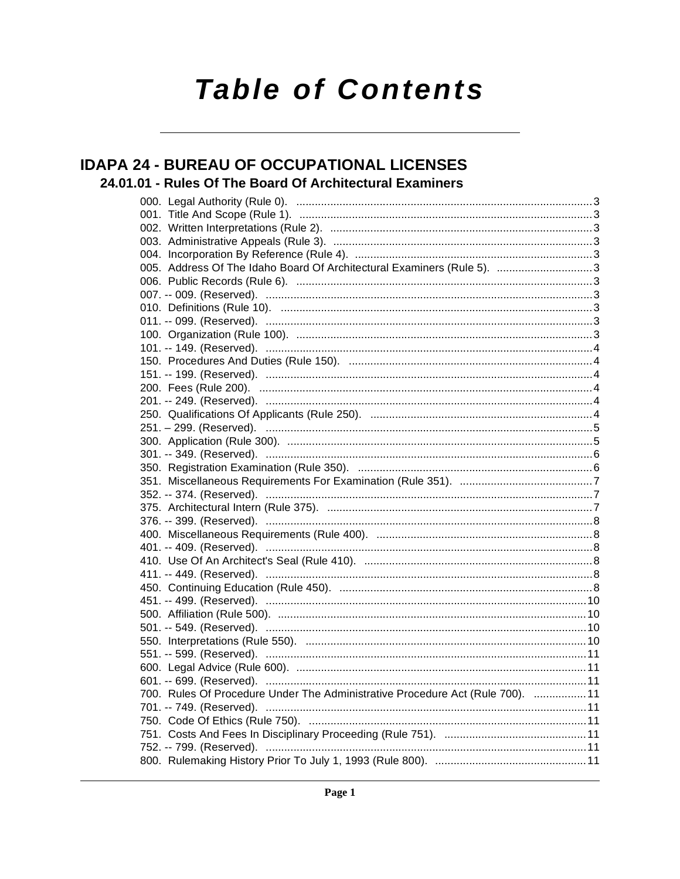# Table of Contents

## IDAPA 24 - BUREAU OF OCCUPATIONAL LICENSES

### 24.01.01 - Rules Of The Board Of Architectural Examiners

000. Legal Authority (Rule 0). .......... 3
001. Title And Scope (Rule 1). .......... 3
002. Written Interpretations (Rule 2). .......... 3
003. Administrative Appeals (Rule 3). .......... 3
004. Incorporation By Reference (Rule 4). .......... 3
005. Address Of The Idaho Board Of Architectural Examiners (Rule 5). .......... 3
006. Public Records (Rule 6). .......... 3
007. -- 009. (Reserved). .......... 3
010. Definitions (Rule 10). .......... 3
011. -- 099. (Reserved). .......... 3
100. Organization (Rule 100). .......... 3
101. -- 149. (Reserved). .......... 4
150. Procedures And Duties (Rule 150). .......... 4
151. -- 199. (Reserved). .......... 4
200. Fees (Rule 200). .......... 4
201. -- 249. (Reserved). .......... 4
250. Qualifications Of Applicants (Rule 250). .......... 4
251. – 299. (Reserved). .......... 5
300. Application (Rule 300). .......... 5
301. -- 349. (Reserved). .......... 6
350. Registration Examination (Rule 350). .......... 6
351. Miscellaneous Requirements For Examination (Rule 351). .......... 7
352. -- 374. (Reserved). .......... 7
375. Architectural Intern (Rule 375). .......... 7
376. -- 399. (Reserved). .......... 8
400. Miscellaneous Requirements (Rule 400). .......... 8
401. -- 409. (Reserved). .......... 8
410. Use Of An Architect's Seal (Rule 410). .......... 8
411. -- 449. (Reserved). .......... 8
450. Continuing Education (Rule 450). .......... 8
451. -- 499. (Reserved). .......... 10
500. Affiliation (Rule 500). .......... 10
501. -- 549. (Reserved). .......... 10
550. Interpretations (Rule 550). .......... 10
551. -- 599. (Reserved). .......... 11
600. Legal Advice (Rule 600). .......... 11
601. -- 699. (Reserved). .......... 11
700. Rules Of Procedure Under The Administrative Procedure Act (Rule 700). .......... 11
701. -- 749. (Reserved). .......... 11
750. Code Of Ethics (Rule 750). .......... 11
751. Costs And Fees In Disciplinary Proceeding (Rule 751). .......... 11
752. -- 799. (Reserved). .......... 11
800. Rulemaking History Prior To July 1, 1993 (Rule 800). .......... 11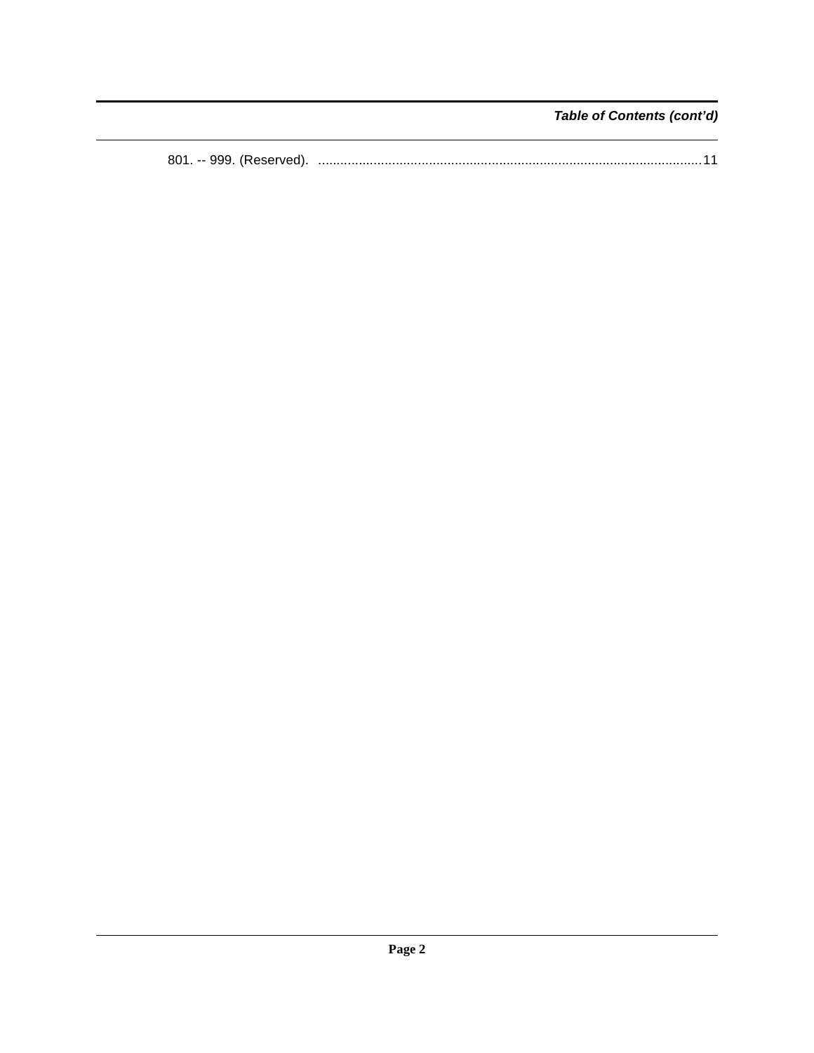*Table of Contents (cont'd)*

801. -- 999. (Reserved). ........................................................................................................11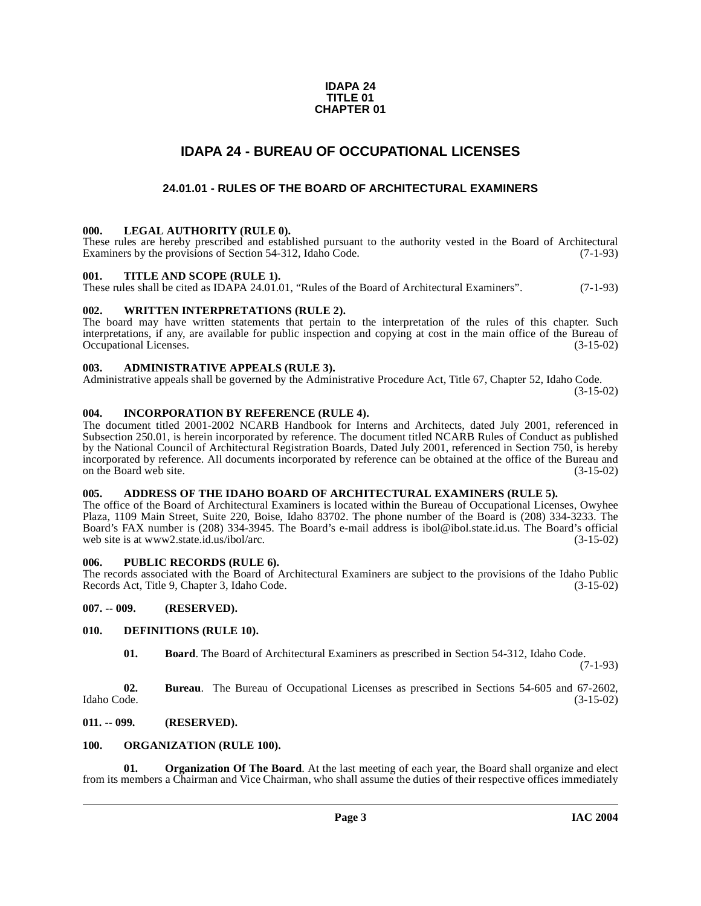**IDAPA 24**
**TITLE 01**
**CHAPTER 01**

# IDAPA 24 - BUREAU OF OCCUPATIONAL LICENSES

## 24.01.01 - RULES OF THE BOARD OF ARCHITECTURAL EXAMINERS

### 000. LEGAL AUTHORITY (RULE 0).

These rules are hereby prescribed and established pursuant to the authority vested in the Board of Architectural Examiners by the provisions of Section 54-312, Idaho Code. (7-1-93)

### 001. TITLE AND SCOPE (RULE 1).

These rules shall be cited as IDAPA 24.01.01, "Rules of the Board of Architectural Examiners". (7-1-93)

### 002. WRITTEN INTERPRETATIONS (RULE 2).

The board may have written statements that pertain to the interpretation of the rules of this chapter. Such interpretations, if any, are available for public inspection and copying at cost in the main office of the Bureau of Occupational Licenses. (3-15-02)

### 003. ADMINISTRATIVE APPEALS (RULE 3).

Administrative appeals shall be governed by the Administrative Procedure Act, Title 67, Chapter 52, Idaho Code. (3-15-02)

### 004. INCORPORATION BY REFERENCE (RULE 4).

The document titled 2001-2002 NCARB Handbook for Interns and Architects, dated July 2001, referenced in Subsection 250.01, is herein incorporated by reference. The document titled NCARB Rules of Conduct as published by the National Council of Architectural Registration Boards, Dated July 2001, referenced in Section 750, is hereby incorporated by reference. All documents incorporated by reference can be obtained at the office of the Bureau and on the Board web site. (3-15-02)

### 005. ADDRESS OF THE IDAHO BOARD OF ARCHITECTURAL EXAMINERS (RULE 5).

The office of the Board of Architectural Examiners is located within the Bureau of Occupational Licenses, Owyhee Plaza, 1109 Main Street, Suite 220, Boise, Idaho 83702. The phone number of the Board is (208) 334-3233. The Board's FAX number is (208) 334-3945. The Board's e-mail address is ibol@ibol.state.id.us. The Board's official web site is at www2.state.id.us/ibol/arc. (3-15-02)

### 006. PUBLIC RECORDS (RULE 6).

The records associated with the Board of Architectural Examiners are subject to the provisions of the Idaho Public Records Act, Title 9, Chapter 3, Idaho Code. (3-15-02)

### 007. -- 009. (RESERVED).

### 010. DEFINITIONS (RULE 10).

**01. Board**. The Board of Architectural Examiners as prescribed in Section 54-312, Idaho Code. (7-1-93)

**02. Bureau**. The Bureau of Occupational Licenses as prescribed in Sections 54-605 and 67-2602, Idaho Code. (3-15-02)

### 011. -- 099. (RESERVED).

### 100. ORGANIZATION (RULE 100).

**01. Organization Of The Board**. At the last meeting of each year, the Board shall organize and elect from its members a Chairman and Vice Chairman, who shall assume the duties of their respective offices immediately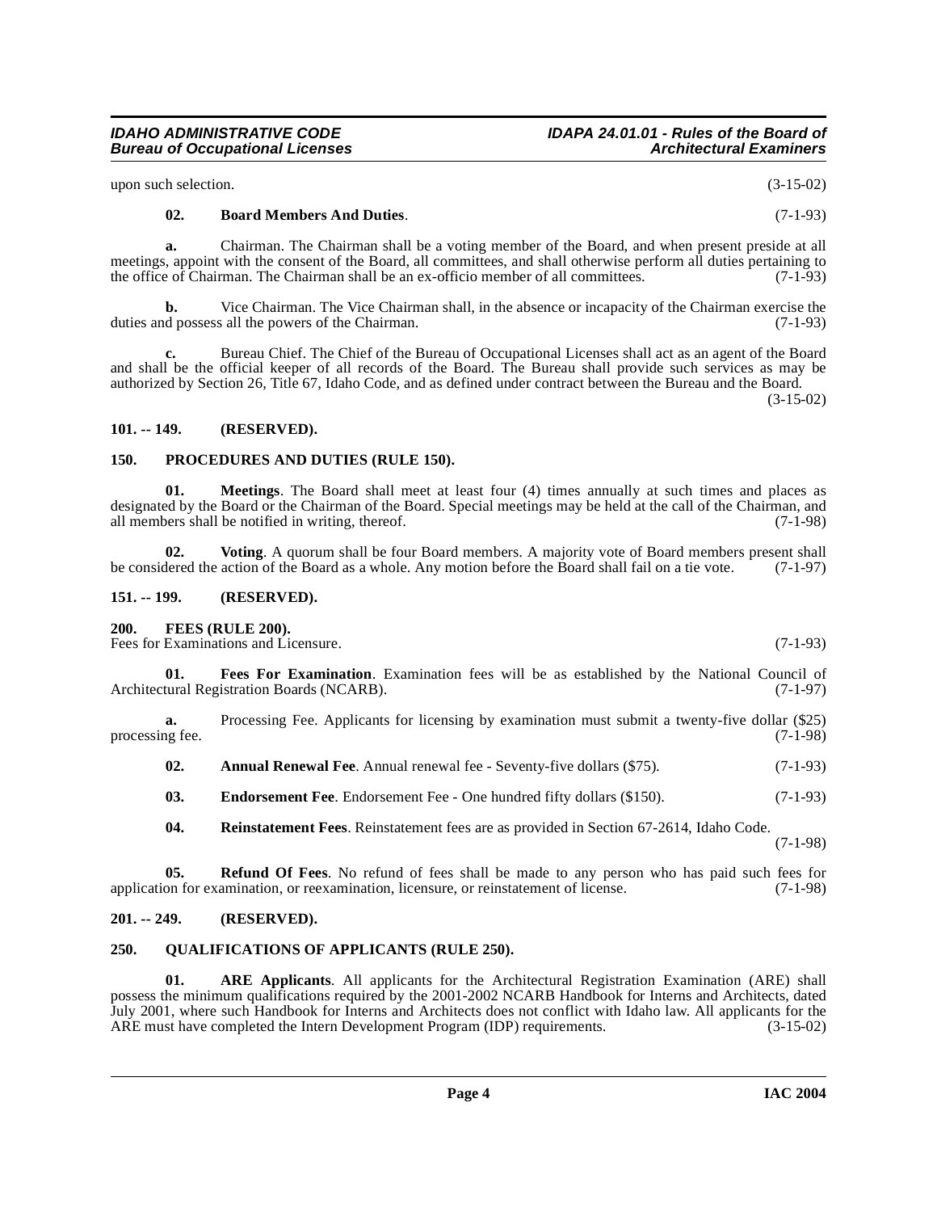upon such selection. (3-15-02)

**02. Board Members And Duties**. (7-1-93)

**a.** Chairman. The Chairman shall be a voting member of the Board, and when present preside at all meetings, appoint with the consent of the Board, all committees, and shall otherwise perform all duties pertaining to the office of Chairman. The Chairman shall be an ex-officio member of all committees. (7-1-93)

**b.** Vice Chairman. The Vice Chairman shall, in the absence or incapacity of the Chairman exercise the duties and possess all the powers of the Chairman. (7-1-93)

**c.** Bureau Chief. The Chief of the Bureau of Occupational Licenses shall act as an agent of the Board and shall be the official keeper of all records of the Board. The Bureau shall provide such services as may be authorized by Section 26, Title 67, Idaho Code, and as defined under contract between the Bureau and the Board. (3-15-02)

## 101. -- 149. (RESERVED).

## 150. PROCEDURES AND DUTIES (RULE 150).

**01. Meetings**. The Board shall meet at least four (4) times annually at such times and places as designated by the Board or the Chairman of the Board. Special meetings may be held at the call of the Chairman, and all members shall be notified in writing, thereof. (7-1-98)

**02. Voting**. A quorum shall be four Board members. A majority vote of Board members present shall be considered the action of the Board as a whole. Any motion before the Board shall fail on a tie vote. (7-1-97)

## 151. -- 199. (RESERVED).

## 200. FEES (RULE 200).

Fees for Examinations and Licensure. (7-1-93)

**01. Fees For Examination**. Examination fees will be as established by the National Council of Architectural Registration Boards (NCARB). (7-1-97)

**a.** Processing Fee. Applicants for licensing by examination must submit a twenty-five dollar ($25) processing fee. (7-1-98)

**02. Annual Renewal Fee**. Annual renewal fee - Seventy-five dollars ($75). (7-1-93)

**03. Endorsement Fee**. Endorsement Fee - One hundred fifty dollars ($150). (7-1-93)

**04. Reinstatement Fees**. Reinstatement fees are as provided in Section 67-2614, Idaho Code. (7-1-98)

**05. Refund Of Fees**. No refund of fees shall be made to any person who has paid such fees for application for examination, or reexamination, licensure, or reinstatement of license. (7-1-98)

## 201. -- 249. (RESERVED).

## 250. QUALIFICATIONS OF APPLICANTS (RULE 250).

**01. ARE Applicants**. All applicants for the Architectural Registration Examination (ARE) shall possess the minimum qualifications required by the 2001-2002 NCARB Handbook for Interns and Architects, dated July 2001, where such Handbook for Interns and Architects does not conflict with Idaho law. All applicants for the ARE must have completed the Intern Development Program (IDP) requirements. (3-15-02)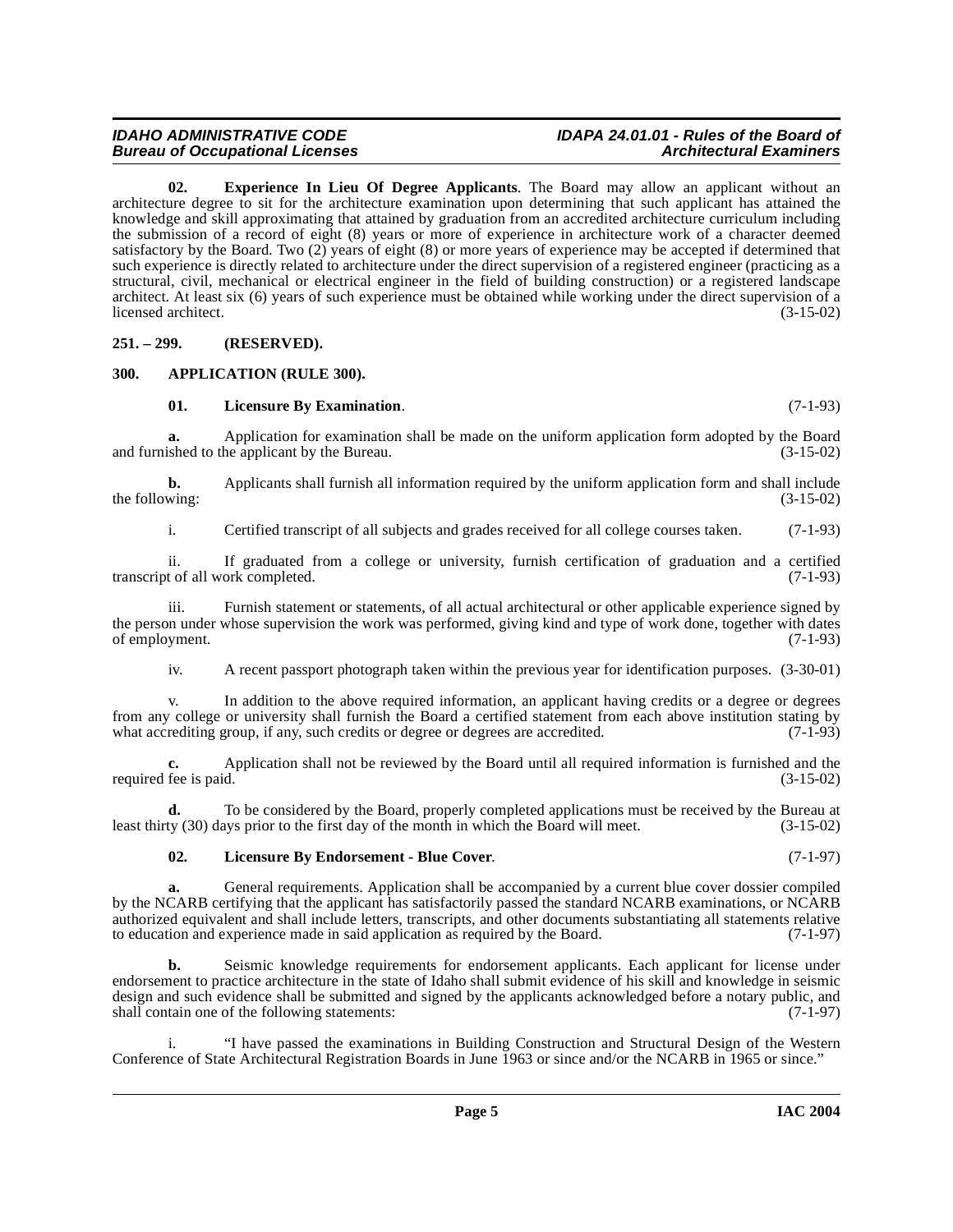**02. Experience In Lieu Of Degree Applicants**. The Board may allow an applicant without an architecture degree to sit for the architecture examination upon determining that such applicant has attained the knowledge and skill approximating that attained by graduation from an accredited architecture curriculum including the submission of a record of eight (8) years or more of experience in architecture work of a character deemed satisfactory by the Board. Two (2) years of eight (8) or more years of experience may be accepted if determined that such experience is directly related to architecture under the direct supervision of a registered engineer (practicing as a structural, civil, mechanical or electrical engineer in the field of building construction) or a registered landscape architect. At least six (6) years of such experience must be obtained while working under the direct supervision of a licensed architect. (3-15-02)

## 251. – 299. (RESERVED).

## 300. APPLICATION (RULE 300).

**01. Licensure By Examination**. (7-1-93)

**a.** Application for examination shall be made on the uniform application form adopted by the Board and furnished to the applicant by the Bureau. (3-15-02)

**b.** Applicants shall furnish all information required by the uniform application form and shall include the following: (3-15-02)

i. Certified transcript of all subjects and grades received for all college courses taken. (7-1-93)

ii. If graduated from a college or university, furnish certification of graduation and a certified transcript of all work completed. (7-1-93)

iii. Furnish statement or statements, of all actual architectural or other applicable experience signed by the person under whose supervision the work was performed, giving kind and type of work done, together with dates of employment. (7-1-93)

iv. A recent passport photograph taken within the previous year for identification purposes. (3-30-01)

v. In addition to the above required information, an applicant having credits or a degree or degrees from any college or university shall furnish the Board a certified statement from each above institution stating by what accrediting group, if any, such credits or degree or degrees are accredited. (7-1-93)

**c.** Application shall not be reviewed by the Board until all required information is furnished and the required fee is paid. (3-15-02)

**d.** To be considered by the Board, properly completed applications must be received by the Bureau at least thirty (30) days prior to the first day of the month in which the Board will meet. (3-15-02)

**02. Licensure By Endorsement - Blue Cover**. (7-1-97)

**a.** General requirements. Application shall be accompanied by a current blue cover dossier compiled by the NCARB certifying that the applicant has satisfactorily passed the standard NCARB examinations, or NCARB authorized equivalent and shall include letters, transcripts, and other documents substantiating all statements relative to education and experience made in said application as required by the Board. (7-1-97)

**b.** Seismic knowledge requirements for endorsement applicants. Each applicant for license under endorsement to practice architecture in the state of Idaho shall submit evidence of his skill and knowledge in seismic design and such evidence shall be submitted and signed by the applicants acknowledged before a notary public, and shall contain one of the following statements: (7-1-97)

i. "I have passed the examinations in Building Construction and Structural Design of the Western Conference of State Architectural Registration Boards in June 1963 or since and/or the NCARB in 1965 or since."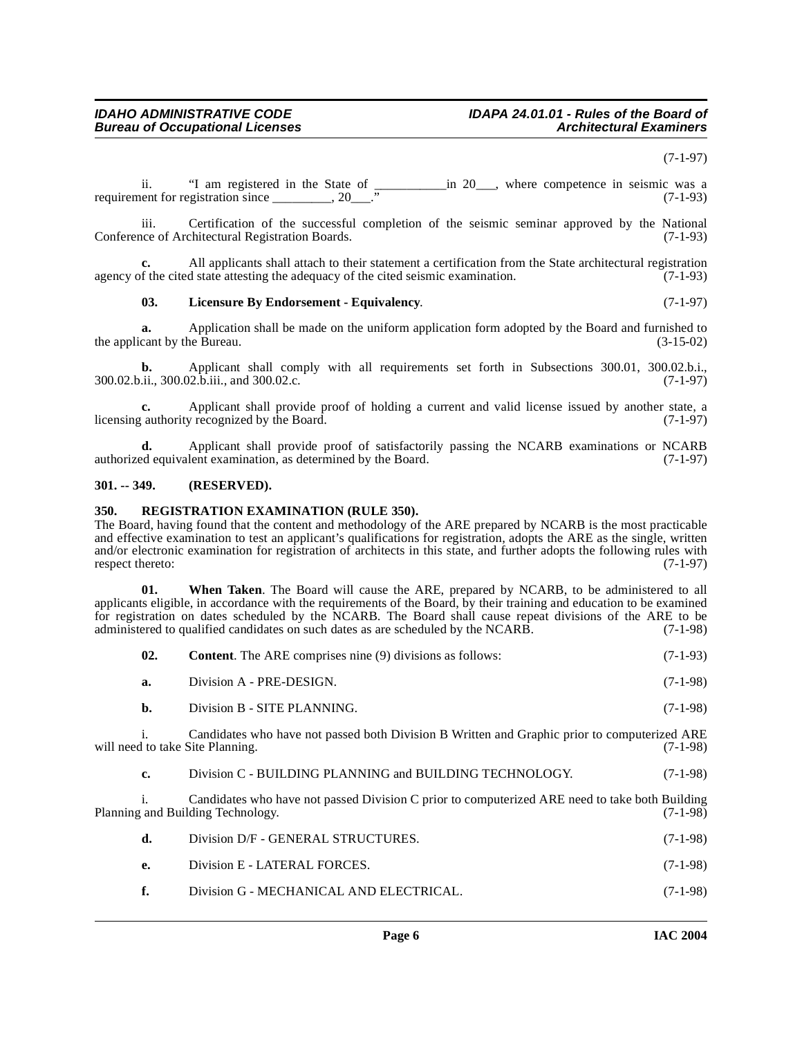(7-1-97)

ii. "I am registered in the State of ___________in 20___, where competence in seismic was a requirement for registration since _________, 20___." (7-1-93)

iii. Certification of the successful completion of the seismic seminar approved by the National Conference of Architectural Registration Boards. (7-1-93)

**c.** All applicants shall attach to their statement a certification from the State architectural registration agency of the cited state attesting the adequacy of the cited seismic examination. (7-1-93)

**03. Licensure By Endorsement - Equivalency**. (7-1-97)

**a.** Application shall be made on the uniform application form adopted by the Board and furnished to the applicant by the Bureau. (3-15-02)

**b.** Applicant shall comply with all requirements set forth in Subsections 300.01, 300.02.b.i., 300.02.b.ii., 300.02.b.iii., and 300.02.c. (7-1-97)

**c.** Applicant shall provide proof of holding a current and valid license issued by another state, a licensing authority recognized by the Board. (7-1-97)

**d.** Applicant shall provide proof of satisfactorily passing the NCARB examinations or NCARB authorized equivalent examination, as determined by the Board. (7-1-97)

### 301. -- 349. (RESERVED).

### 350. REGISTRATION EXAMINATION (RULE 350).

The Board, having found that the content and methodology of the ARE prepared by NCARB is the most practicable and effective examination to test an applicant's qualifications for registration, adopts the ARE as the single, written and/or electronic examination for registration of architects in this state, and further adopts the following rules with respect thereto: (7-1-97)

**01. When Taken**. The Board will cause the ARE, prepared by NCARB, to be administered to all applicants eligible, in accordance with the requirements of the Board, by their training and education to be examined for registration on dates scheduled by the NCARB. The Board shall cause repeat divisions of the ARE to be administered to qualified candidates on such dates as are scheduled by the NCARB. (7-1-98)

**02. Content**. The ARE comprises nine (9) divisions as follows: (7-1-93)

**a.** Division A - PRE-DESIGN. (7-1-98)

**b.** Division B - SITE PLANNING. (7-1-98)

i. Candidates who have not passed both Division B Written and Graphic prior to computerized ARE will need to take Site Planning. (7-1-98)

**c.** Division C - BUILDING PLANNING and BUILDING TECHNOLOGY. (7-1-98)

i. Candidates who have not passed Division C prior to computerized ARE need to take both Building Planning and Building Technology. (7-1-98)

**d.** Division D/F - GENERAL STRUCTURES. (7-1-98)

**e.** Division E - LATERAL FORCES. (7-1-98)

**f.** Division G - MECHANICAL AND ELECTRICAL. (7-1-98)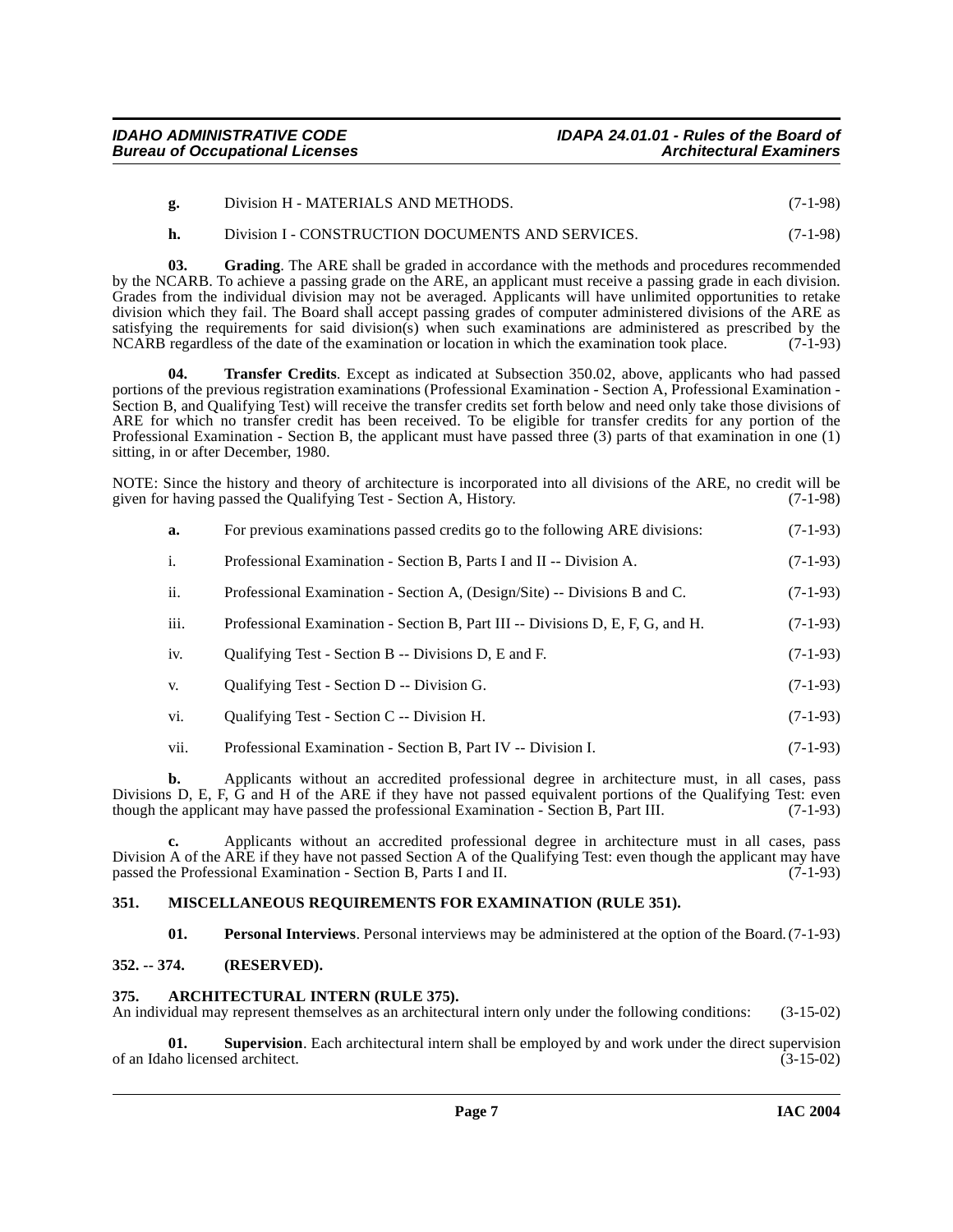**g.** Division H - MATERIALS AND METHODS. (7-1-98)

**h.** Division I - CONSTRUCTION DOCUMENTS AND SERVICES. (7-1-98)

**03. Grading**. The ARE shall be graded in accordance with the methods and procedures recommended by the NCARB. To achieve a passing grade on the ARE, an applicant must receive a passing grade in each division. Grades from the individual division may not be averaged. Applicants will have unlimited opportunities to retake division which they fail. The Board shall accept passing grades of computer administered divisions of the ARE as satisfying the requirements for said division(s) when such examinations are administered as prescribed by the NCARB regardless of the date of the examination or location in which the examination took place. (7-1-93)

**04. Transfer Credits**. Except as indicated at Subsection 350.02, above, applicants who had passed portions of the previous registration examinations (Professional Examination - Section A, Professional Examination - Section B, and Qualifying Test) will receive the transfer credits set forth below and need only take those divisions of ARE for which no transfer credit has been received. To be eligible for transfer credits for any portion of the Professional Examination - Section B, the applicant must have passed three (3) parts of that examination in one (1) sitting, in or after December, 1980.

NOTE: Since the history and theory of architecture is incorporated into all divisions of the ARE, no credit will be given for having passed the Qualifying Test - Section A, History. (7-1-98)

**a.** For previous examinations passed credits go to the following ARE divisions: (7-1-93)

i. Professional Examination - Section B, Parts I and II -- Division A. (7-1-93)

ii. Professional Examination - Section A, (Design/Site) -- Divisions B and C. (7-1-93)

iii. Professional Examination - Section B, Part III -- Divisions D, E, F, G, and H. (7-1-93)

iv. Qualifying Test - Section B -- Divisions D, E and F. (7-1-93)

v. Qualifying Test - Section D -- Division G. (7-1-93)

vi. Qualifying Test - Section C -- Division H. (7-1-93)

vii. Professional Examination - Section B, Part IV -- Division I. (7-1-93)

**b.** Applicants without an accredited professional degree in architecture must, in all cases, pass Divisions D, E, F, G and H of the ARE if they have not passed equivalent portions of the Qualifying Test: even though the applicant may have passed the professional Examination - Section B, Part III. (7-1-93)

**c.** Applicants without an accredited professional degree in architecture must in all cases, pass Division A of the ARE if they have not passed Section A of the Qualifying Test: even though the applicant may have passed the Professional Examination - Section B, Parts I and II. (7-1-93)

## 351. MISCELLANEOUS REQUIREMENTS FOR EXAMINATION (RULE 351).

**01. Personal Interviews**. Personal interviews may be administered at the option of the Board. (7-1-93)

## 352. -- 374. (RESERVED).

## 375. ARCHITECTURAL INTERN (RULE 375).

An individual may represent themselves as an architectural intern only under the following conditions: (3-15-02)

**01. Supervision**. Each architectural intern shall be employed by and work under the direct supervision of an Idaho licensed architect. (3-15-02)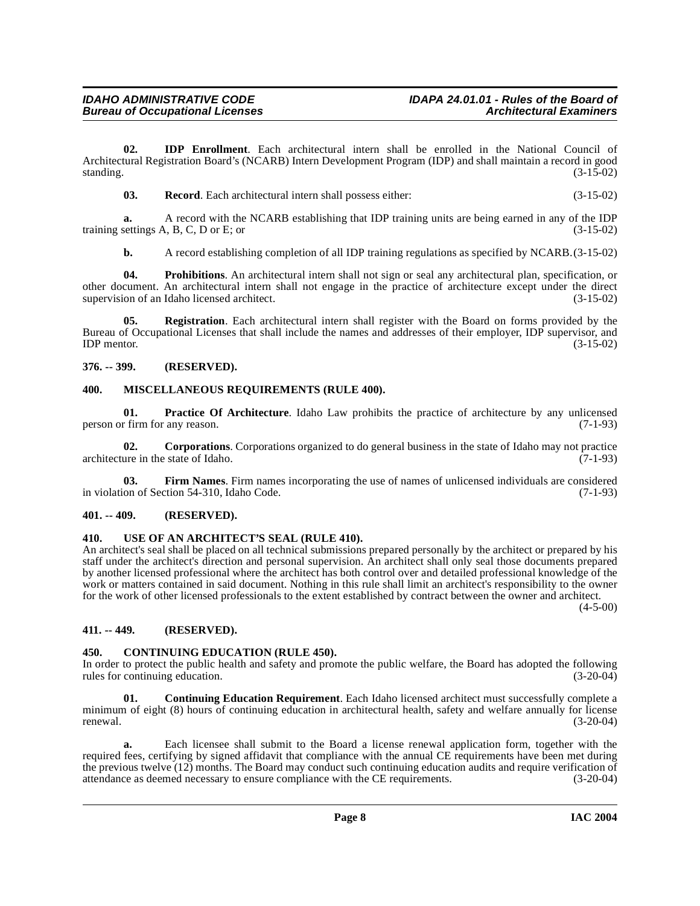**02. IDP Enrollment**. Each architectural intern shall be enrolled in the National Council of Architectural Registration Board's (NCARB) Intern Development Program (IDP) and shall maintain a record in good standing. (3-15-02)

**03. Record**. Each architectural intern shall possess either: (3-15-02)

**a.** A record with the NCARB establishing that IDP training units are being earned in any of the IDP training settings A, B, C, D or E; or (3-15-02)

**b.** A record establishing completion of all IDP training regulations as specified by NCARB. (3-15-02)

**04. Prohibitions**. An architectural intern shall not sign or seal any architectural plan, specification, or other document. An architectural intern shall not engage in the practice of architecture except under the direct supervision of an Idaho licensed architect. (3-15-02)

**05. Registration**. Each architectural intern shall register with the Board on forms provided by the Bureau of Occupational Licenses that shall include the names and addresses of their employer, IDP supervisor, and IDP mentor. (3-15-02)

## 376. -- 399. (RESERVED).

## 400. MISCELLANEOUS REQUIREMENTS (RULE 400).

**01. Practice Of Architecture**. Idaho Law prohibits the practice of architecture by any unlicensed person or firm for any reason. (7-1-93)

**02. Corporations**. Corporations organized to do general business in the state of Idaho may not practice architecture in the state of Idaho. (7-1-93)

**03. Firm Names**. Firm names incorporating the use of names of unlicensed individuals are considered in violation of Section 54-310, Idaho Code. (7-1-93)

## 401. -- 409. (RESERVED).

## 410. USE OF AN ARCHITECT'S SEAL (RULE 410).

An architect's seal shall be placed on all technical submissions prepared personally by the architect or prepared by his staff under the architect's direction and personal supervision. An architect shall only seal those documents prepared by another licensed professional where the architect has both control over and detailed professional knowledge of the work or matters contained in said document. Nothing in this rule shall limit an architect's responsibility to the owner for the work of other licensed professionals to the extent established by contract between the owner and architect. (4-5-00)

## 411. -- 449. (RESERVED).

## 450. CONTINUING EDUCATION (RULE 450).

In order to protect the public health and safety and promote the public welfare, the Board has adopted the following rules for continuing education. (3-20-04)

**01. Continuing Education Requirement**. Each Idaho licensed architect must successfully complete a minimum of eight (8) hours of continuing education in architectural health, safety and welfare annually for license renewal. (3-20-04)

**a.** Each licensee shall submit to the Board a license renewal application form, together with the required fees, certifying by signed affidavit that compliance with the annual CE requirements have been met during the previous twelve (12) months. The Board may conduct such continuing education audits and require verification of attendance as deemed necessary to ensure compliance with the CE requirements. (3-20-04)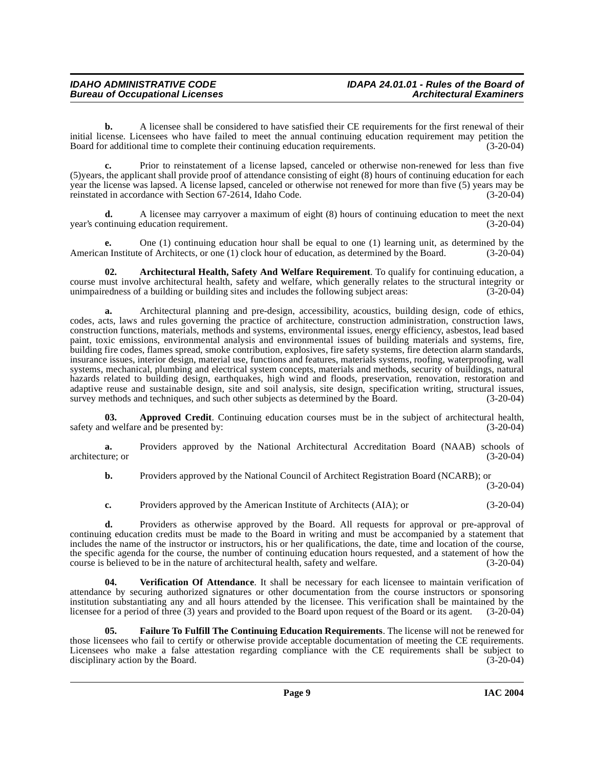**b.** A licensee shall be considered to have satisfied their CE requirements for the first renewal of their initial license. Licensees who have failed to meet the annual continuing education requirement may petition the Board for additional time to complete their continuing education requirements. (3-20-04)

**c.** Prior to reinstatement of a license lapsed, canceled or otherwise non-renewed for less than five (5)years, the applicant shall provide proof of attendance consisting of eight (8) hours of continuing education for each year the license was lapsed. A license lapsed, canceled or otherwise not renewed for more than five (5) years may be reinstated in accordance with Section 67-2614, Idaho Code. (3-20-04)

**d.** A licensee may carryover a maximum of eight (8) hours of continuing education to meet the next year's continuing education requirement. (3-20-04)

**e.** One (1) continuing education hour shall be equal to one (1) learning unit, as determined by the American Institute of Architects, or one (1) clock hour of education, as determined by the Board. (3-20-04)

**02. Architectural Health, Safety And Welfare Requirement**. To qualify for continuing education, a course must involve architectural health, safety and welfare, which generally relates to the structural integrity or unimpairedness of a building or building sites and includes the following subject areas: (3-20-04)

**a.** Architectural planning and pre-design, accessibility, acoustics, building design, code of ethics, codes, acts, laws and rules governing the practice of architecture, construction administration, construction laws, construction functions, materials, methods and systems, environmental issues, energy efficiency, asbestos, lead based paint, toxic emissions, environmental analysis and environmental issues of building materials and systems, fire, building fire codes, flames spread, smoke contribution, explosives, fire safety systems, fire detection alarm standards, insurance issues, interior design, material use, functions and features, materials systems, roofing, waterproofing, wall systems, mechanical, plumbing and electrical system concepts, materials and methods, security of buildings, natural hazards related to building design, earthquakes, high wind and floods, preservation, renovation, restoration and adaptive reuse and sustainable design, site and soil analysis, site design, specification writing, structural issues, survey methods and techniques, and such other subjects as determined by the Board. (3-20-04)

**03. Approved Credit**. Continuing education courses must be in the subject of architectural health, safety and welfare and be presented by: (3-20-04)

**a.** Providers approved by the National Architectural Accreditation Board (NAAB) schools of architecture; or (3-20-04)

**b.** Providers approved by the National Council of Architect Registration Board (NCARB); or (3-20-04)

**c.** Providers approved by the American Institute of Architects (AIA); or (3-20-04)

**d.** Providers as otherwise approved by the Board. All requests for approval or pre-approval of continuing education credits must be made to the Board in writing and must be accompanied by a statement that includes the name of the instructor or instructors, his or her qualifications, the date, time and location of the course, the specific agenda for the course, the number of continuing education hours requested, and a statement of how the course is believed to be in the nature of architectural health, safety and welfare. (3-20-04)

**04. Verification Of Attendance**. It shall be necessary for each licensee to maintain verification of attendance by securing authorized signatures or other documentation from the course instructors or sponsoring institution substantiating any and all hours attended by the licensee. This verification shall be maintained by the licensee for a period of three (3) years and provided to the Board upon request of the Board or its agent. (3-20-04)

**05. Failure To Fulfill The Continuing Education Requirements**. The license will not be renewed for those licensees who fail to certify or otherwise provide acceptable documentation of meeting the CE requirements. Licensees who make a false attestation regarding compliance with the CE requirements shall be subject to disciplinary action by the Board. (3-20-04)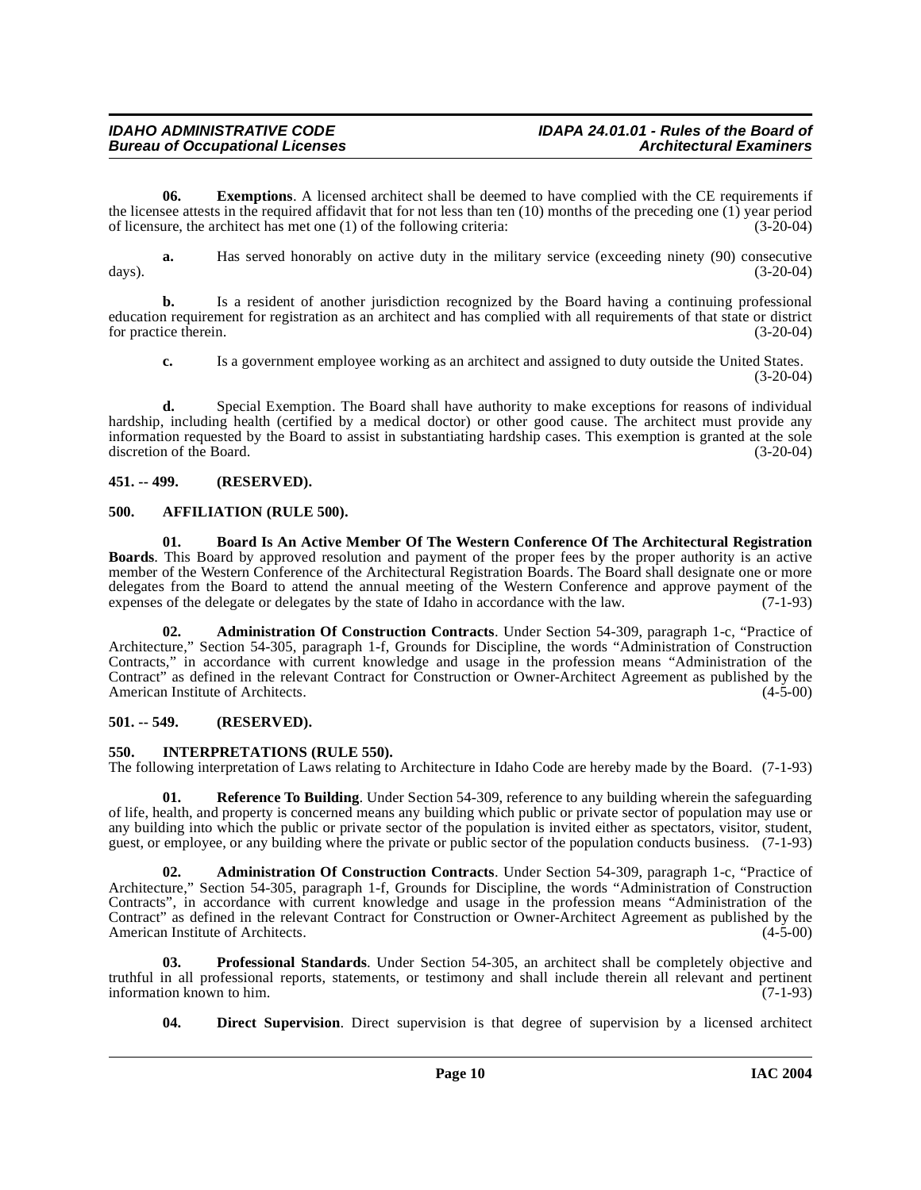**06. Exemptions**. A licensed architect shall be deemed to have complied with the CE requirements if the licensee attests in the required affidavit that for not less than ten (10) months of the preceding one (1) year period of licensure, the architect has met one (1) of the following criteria: (3-20-04)

**a.** Has served honorably on active duty in the military service (exceeding ninety (90) consecutive days). (3-20-04)

**b.** Is a resident of another jurisdiction recognized by the Board having a continuing professional education requirement for registration as an architect and has complied with all requirements of that state or district for practice therein. (3-20-04)

**c.** Is a government employee working as an architect and assigned to duty outside the United States. (3-20-04)

**d.** Special Exemption. The Board shall have authority to make exceptions for reasons of individual hardship, including health (certified by a medical doctor) or other good cause. The architect must provide any information requested by the Board to assist in substantiating hardship cases. This exemption is granted at the sole discretion of the Board. (3-20-04)

## 451. -- 499. (RESERVED).

## 500. AFFILIATION (RULE 500).

**01. Board Is An Active Member Of The Western Conference Of The Architectural Registration Boards**. This Board by approved resolution and payment of the proper fees by the proper authority is an active member of the Western Conference of the Architectural Registration Boards. The Board shall designate one or more delegates from the Board to attend the annual meeting of the Western Conference and approve payment of the expenses of the delegate or delegates by the state of Idaho in accordance with the law. (7-1-93)

**02. Administration Of Construction Contracts**. Under Section 54-309, paragraph 1-c, "Practice of Architecture," Section 54-305, paragraph 1-f, Grounds for Discipline, the words "Administration of Construction Contracts," in accordance with current knowledge and usage in the profession means "Administration of the Contract" as defined in the relevant Contract for Construction or Owner-Architect Agreement as published by the American Institute of Architects. (4-5-00)

## 501. -- 549. (RESERVED).

## 550. INTERPRETATIONS (RULE 550).

The following interpretation of Laws relating to Architecture in Idaho Code are hereby made by the Board. (7-1-93)

**01. Reference To Building**. Under Section 54-309, reference to any building wherein the safeguarding of life, health, and property is concerned means any building which public or private sector of population may use or any building into which the public or private sector of the population is invited either as spectators, visitor, student, guest, or employee, or any building where the private or public sector of the population conducts business. (7-1-93)

**02. Administration Of Construction Contracts**. Under Section 54-309, paragraph 1-c, "Practice of Architecture," Section 54-305, paragraph 1-f, Grounds for Discipline, the words "Administration of Construction Contracts", in accordance with current knowledge and usage in the profession means "Administration of the Contract" as defined in the relevant Contract for Construction or Owner-Architect Agreement as published by the American Institute of Architects. (4-5-00)

**03. Professional Standards**. Under Section 54-305, an architect shall be completely objective and truthful in all professional reports, statements, or testimony and shall include therein all relevant and pertinent information known to him. (7-1-93)

**04. Direct Supervision**. Direct supervision is that degree of supervision by a licensed architect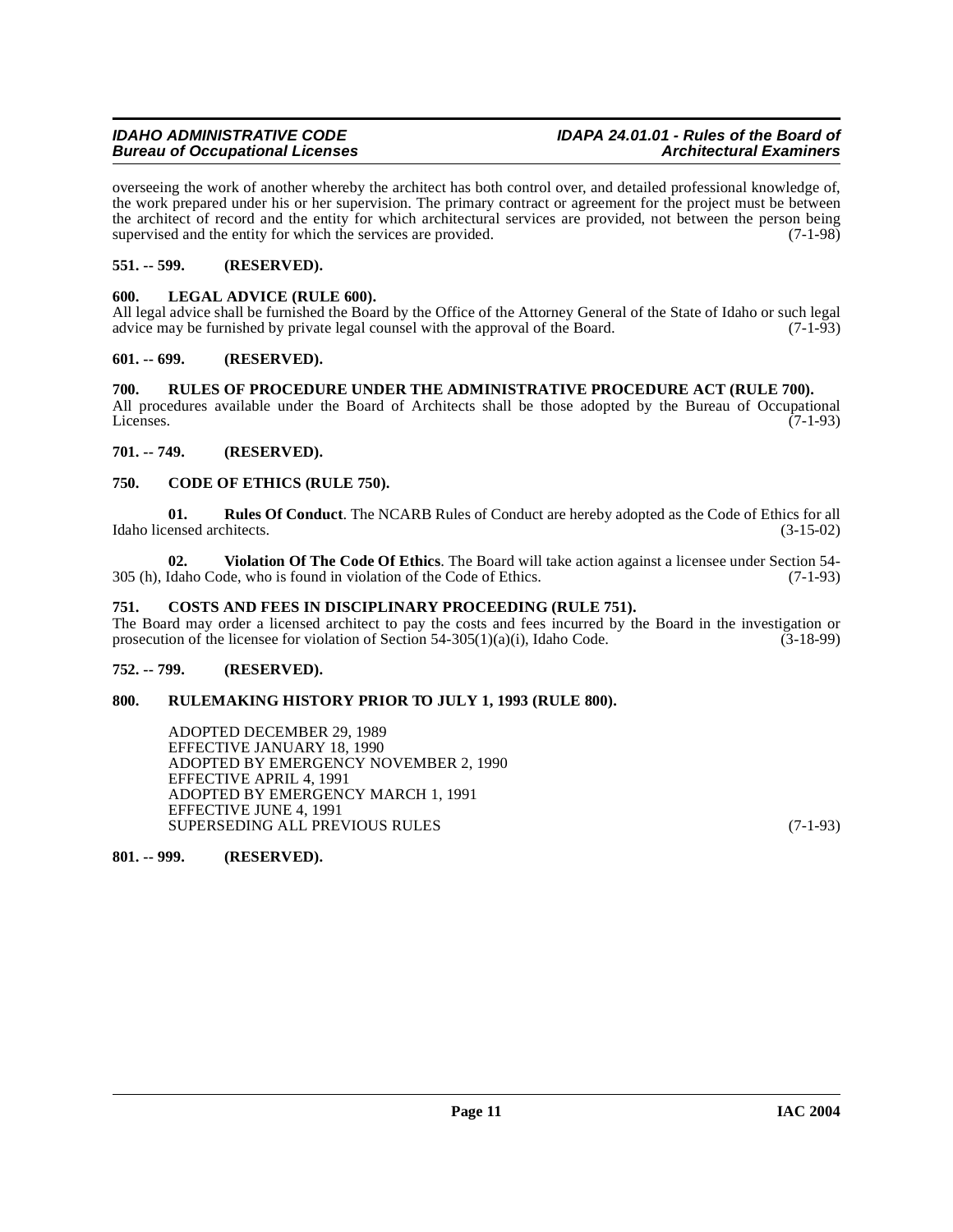overseeing the work of another whereby the architect has both control over, and detailed professional knowledge of, the work prepared under his or her supervision. The primary contract or agreement for the project must be between the architect of record and the entity for which architectural services are provided, not between the person being supervised and the entity for which the services are provided. (7-1-98)

### 551. -- 599. (RESERVED).

### 600. LEGAL ADVICE (RULE 600).

All legal advice shall be furnished the Board by the Office of the Attorney General of the State of Idaho or such legal advice may be furnished by private legal counsel with the approval of the Board. (7-1-93)

### 601. -- 699. (RESERVED).

### 700. RULES OF PROCEDURE UNDER THE ADMINISTRATIVE PROCEDURE ACT (RULE 700).

All procedures available under the Board of Architects shall be those adopted by the Bureau of Occupational Licenses. (7-1-93)

### 701. -- 749. (RESERVED).

### 750. CODE OF ETHICS (RULE 750).

**01. Rules Of Conduct**. The NCARB Rules of Conduct are hereby adopted as the Code of Ethics for all Idaho licensed architects. (3-15-02)

**02. Violation Of The Code Of Ethics**. The Board will take action against a licensee under Section 54-305 (h), Idaho Code, who is found in violation of the Code of Ethics. (7-1-93)

### 751. COSTS AND FEES IN DISCIPLINARY PROCEEDING (RULE 751).

The Board may order a licensed architect to pay the costs and fees incurred by the Board in the investigation or prosecution of the licensee for violation of Section 54-305(1)(a)(i), Idaho Code. (3-18-99)

### 752. -- 799. (RESERVED).

### 800. RULEMAKING HISTORY PRIOR TO JULY 1, 1993 (RULE 800).

ADOPTED DECEMBER 29, 1989
EFFECTIVE JANUARY 18, 1990
ADOPTED BY EMERGENCY NOVEMBER 2, 1990
EFFECTIVE APRIL 4, 1991
ADOPTED BY EMERGENCY MARCH 1, 1991
EFFECTIVE JUNE 4, 1991
SUPERSEDING ALL PREVIOUS RULES (7-1-93)

### 801. -- 999. (RESERVED).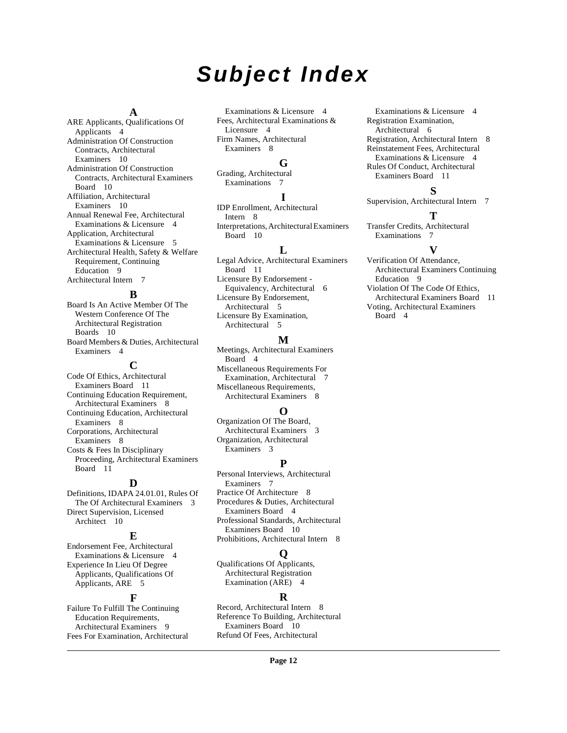# Subject Index

## A

ARE Applicants, Qualifications Of Applicants 4
Administration Of Construction Contracts, Architectural Examiners 10
Administration Of Construction Contracts, Architectural Examiners Board 10
Affiliation, Architectural Examiners 10
Annual Renewal Fee, Architectural Examinations & Licensure 4
Application, Architectural Examinations & Licensure 5
Architectural Health, Safety & Welfare Requirement, Continuing Education 9
Architectural Intern 7

## B

Board Is An Active Member Of The Western Conference Of The Architectural Registration Boards 10
Board Members & Duties, Architectural Examiners 4

## C

Code Of Ethics, Architectural Examiners Board 11
Continuing Education Requirement, Architectural Examiners 8
Continuing Education, Architectural Examiners 8
Corporations, Architectural Examiners 8
Costs & Fees In Disciplinary Proceeding, Architectural Examiners Board 11

## D

Definitions, IDAPA 24.01.01, Rules Of The Of Architectural Examiners 3
Direct Supervision, Licensed Architect 10

## E

Endorsement Fee, Architectural Examinations & Licensure 4
Experience In Lieu Of Degree Applicants, Qualifications Of Applicants, ARE 5

## F

Failure To Fulfill The Continuing Education Requirements, Architectural Examiners 9
Fees For Examination, Architectural Examinations & Licensure 4
Fees, Architectural Examinations & Licensure 4
Firm Names, Architectural Examiners 8

## G

Grading, Architectural Examinations 7

## I

IDP Enrollment, Architectural Intern 8
Interpretations, Architectural Examiners Board 10

## L

Legal Advice, Architectural Examiners Board 11
Licensure By Endorsement - Equivalency, Architectural 6
Licensure By Endorsement, Architectural 5
Licensure By Examination, Architectural 5

## M

Meetings, Architectural Examiners Board 4
Miscellaneous Requirements For Examination, Architectural 7
Miscellaneous Requirements, Architectural Examiners 8

## O

Organization Of The Board, Architectural Examiners 3
Organization, Architectural Examiners 3

## P

Personal Interviews, Architectural Examiners 7
Practice Of Architecture 8
Procedures & Duties, Architectural Examiners Board 4
Professional Standards, Architectural Examiners Board 10
Prohibitions, Architectural Intern 8

## Q

Qualifications Of Applicants, Architectural Registration Examination (ARE) 4

## R

Record, Architectural Intern 8
Reference To Building, Architectural Examiners Board 10
Refund Of Fees, Architectural Examinations & Licensure 4
Registration Examination, Architectural 6
Registration, Architectural Intern 8
Reinstatement Fees, Architectural Examinations & Licensure 4
Rules Of Conduct, Architectural Examiners Board 11

## S

Supervision, Architectural Intern 7

## T

Transfer Credits, Architectural Examinations 7

## V

Verification Of Attendance, Architectural Examiners Continuing Education 9
Violation Of The Code Of Ethics, Architectural Examiners Board 11
Voting, Architectural Examiners Board 4